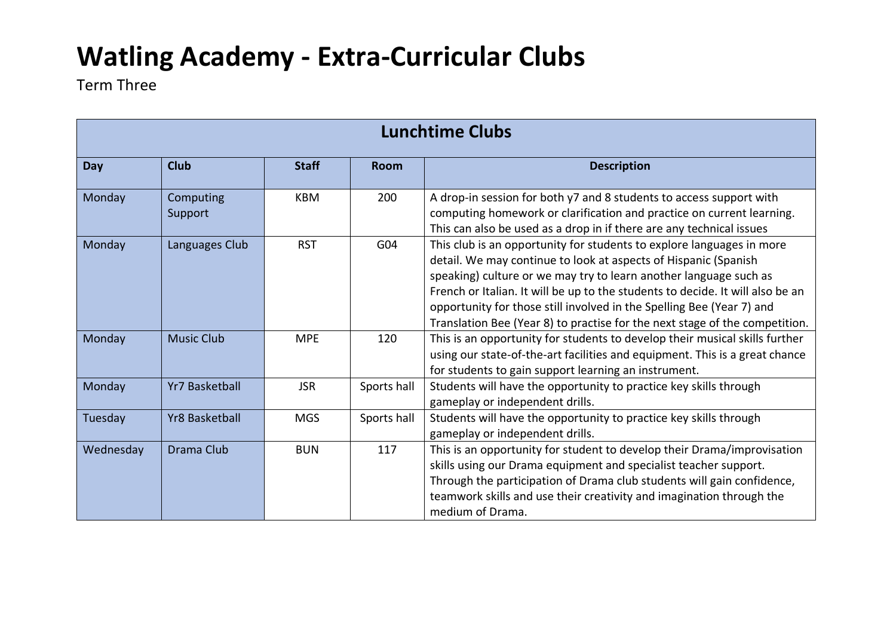# Watling Academy - Extra-Curricular Clubs

Term Three

| Lunchtime Clubs | | | | |
|---|---|---|---|---|
| **Day** | **Club** | **Staff** | **Room** | **Description** |
| Monday | Computing Support | KBM | 200 | A drop-in session for both y7 and 8 students to access support with computing homework or clarification and practice on current learning. This can also be used as a drop in if there are any technical issues |
| Monday | Languages Club | RST | G04 | This club is an opportunity for students to explore languages in more detail. We may continue to look at aspects of Hispanic (Spanish speaking) culture or we may try to learn another language such as French or Italian. It will be up to the students to decide. It will also be an opportunity for those still involved in the Spelling Bee (Year 7) and Translation Bee (Year 8) to practise for the next stage of the competition. |
| Monday | Music Club | MPE | 120 | This is an opportunity for students to develop their musical skills further using our state-of-the-art facilities and equipment. This is a great chance for students to gain support learning an instrument. |
| Monday | Yr7 Basketball | JSR | Sports hall | Students will have the opportunity to practice key skills through gameplay or independent drills. |
| Tuesday | Yr8 Basketball | MGS | Sports hall | Students will have the opportunity to practice key skills through gameplay or independent drills. |
| Wednesday | Drama Club | BUN | 117 | This is an opportunity for student to develop their Drama/improvisation skills using our Drama equipment and specialist teacher support. Through the participation of Drama club students will gain confidence, teamwork skills and use their creativity and imagination through the medium of Drama. |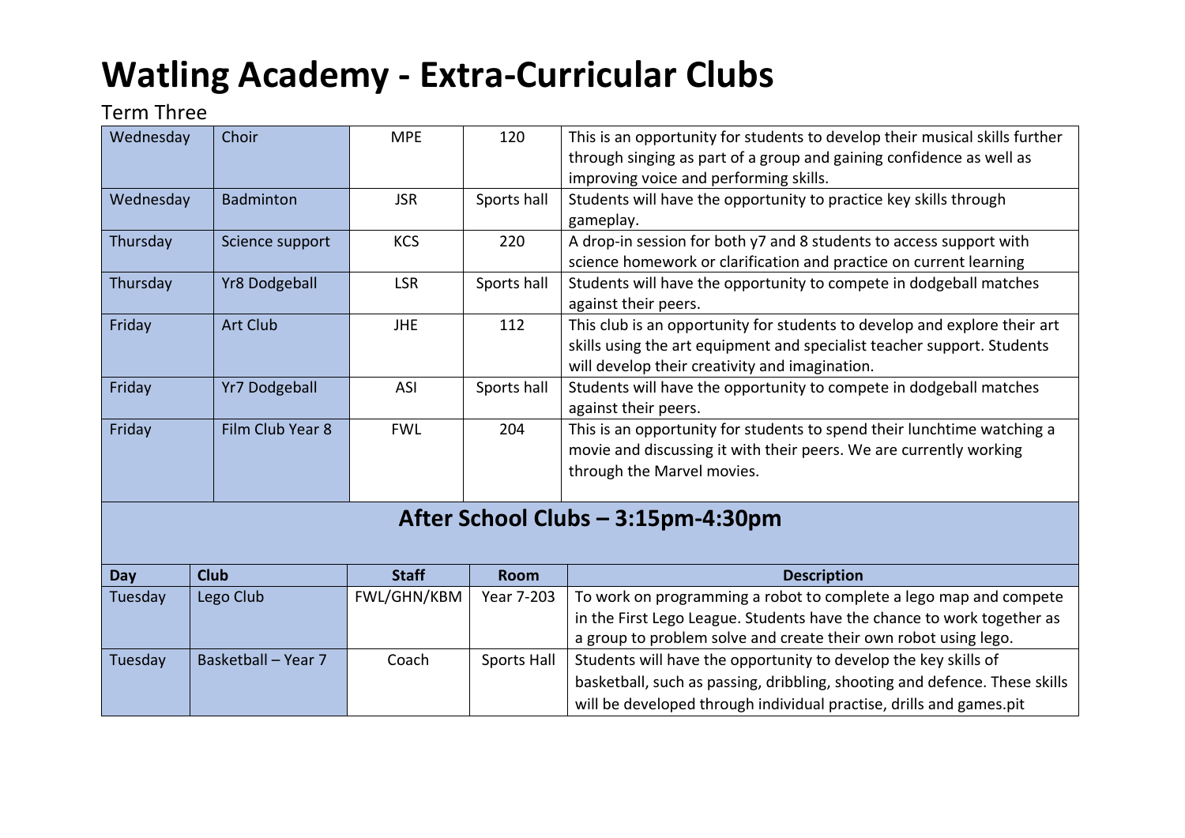# Watling Academy - Extra-Curricular Clubs

Term Three

| | | | | |
|---|---|---|---|---|
| Wednesday | Choir | MPE | 120 | This is an opportunity for students to develop their musical skills further through singing as part of a group and gaining confidence as well as improving voice and performing skills. |
| Wednesday | Badminton | JSR | Sports hall | Students will have the opportunity to practice key skills through gameplay. |
| Thursday | Science support | KCS | 220 | A drop-in session for both y7 and 8 students to access support with science homework or clarification and practice on current learning |
| Thursday | Yr8 Dodgeball | LSR | Sports hall | Students will have the opportunity to compete in dodgeball matches against their peers. |
| Friday | Art Club | JHE | 112 | This club is an opportunity for students to develop and explore their art skills using the art equipment and specialist teacher support. Students will develop their creativity and imagination. |
| Friday | Yr7 Dodgeball | ASI | Sports hall | Students will have the opportunity to compete in dodgeball matches against their peers. |
| Friday | Film Club Year 8 | FWL | 204 | This is an opportunity for students to spend their lunchtime watching a movie and discussing it with their peers. We are currently working through the Marvel movies. |

## After School Clubs – 3:15pm-4:30pm

| Day | Club | Staff | Room | Description |
|---|---|---|---|---|
| Tuesday | Lego Club | FWL/GHN/KBM | Year 7-203 | To work on programming a robot to complete a lego map and compete in the First Lego League. Students have the chance to work together as a group to problem solve and create their own robot using lego. |
| Tuesday | Basketball – Year 7 | Coach | Sports Hall | Students will have the opportunity to develop the key skills of basketball, such as passing, dribbling, shooting and defence. These skills will be developed through individual practise, drills and games.pit |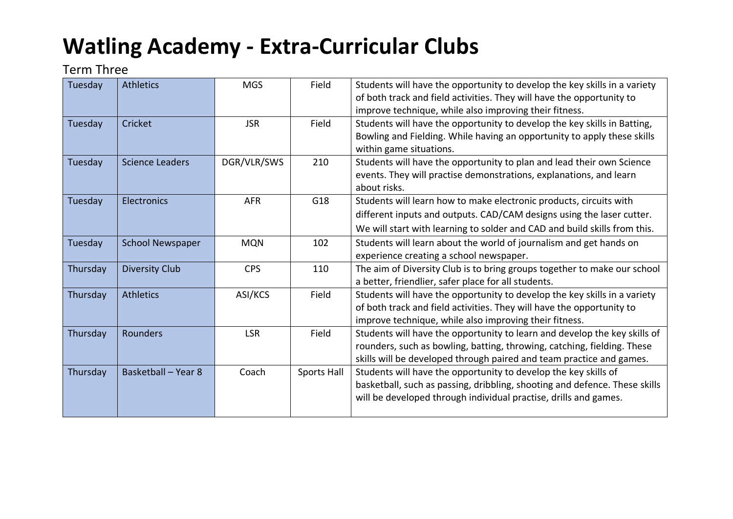# Watling Academy - Extra-Curricular Clubs

Term Three

| | | | | |
|---|---|---|---|---|
| Tuesday | Athletics | MGS | Field | Students will have the opportunity to develop the key skills in a variety of both track and field activities. They will have the opportunity to improve technique, while also improving their fitness. |
| Tuesday | Cricket | JSR | Field | Students will have the opportunity to develop the key skills in Batting, Bowling and Fielding. While having an opportunity to apply these skills within game situations. |
| Tuesday | Science Leaders | DGR/VLR/SWS | 210 | Students will have the opportunity to plan and lead their own Science events. They will practise demonstrations, explanations, and learn about risks. |
| Tuesday | Electronics | AFR | G18 | Students will learn how to make electronic products, circuits with different inputs and outputs. CAD/CAM designs using the laser cutter. We will start with learning to solder and CAD and build skills from this. |
| Tuesday | School Newspaper | MQN | 102 | Students will learn about the world of journalism and get hands on experience creating a school newspaper. |
| Thursday | Diversity Club | CPS | 110 | The aim of Diversity Club is to bring groups together to make our school a better, friendlier, safer place for all students. |
| Thursday | Athletics | ASI/KCS | Field | Students will have the opportunity to develop the key skills in a variety of both track and field activities. They will have the opportunity to improve technique, while also improving their fitness. |
| Thursday | Rounders | LSR | Field | Students will have the opportunity to learn and develop the key skills of rounders, such as bowling, batting, throwing, catching, fielding. These skills will be developed through paired and team practice and games. |
| Thursday | Basketball – Year 8 | Coach | Sports Hall | Students will have the opportunity to develop the key skills of basketball, such as passing, dribbling, shooting and defence. These skills will be developed through individual practise, drills and games. |